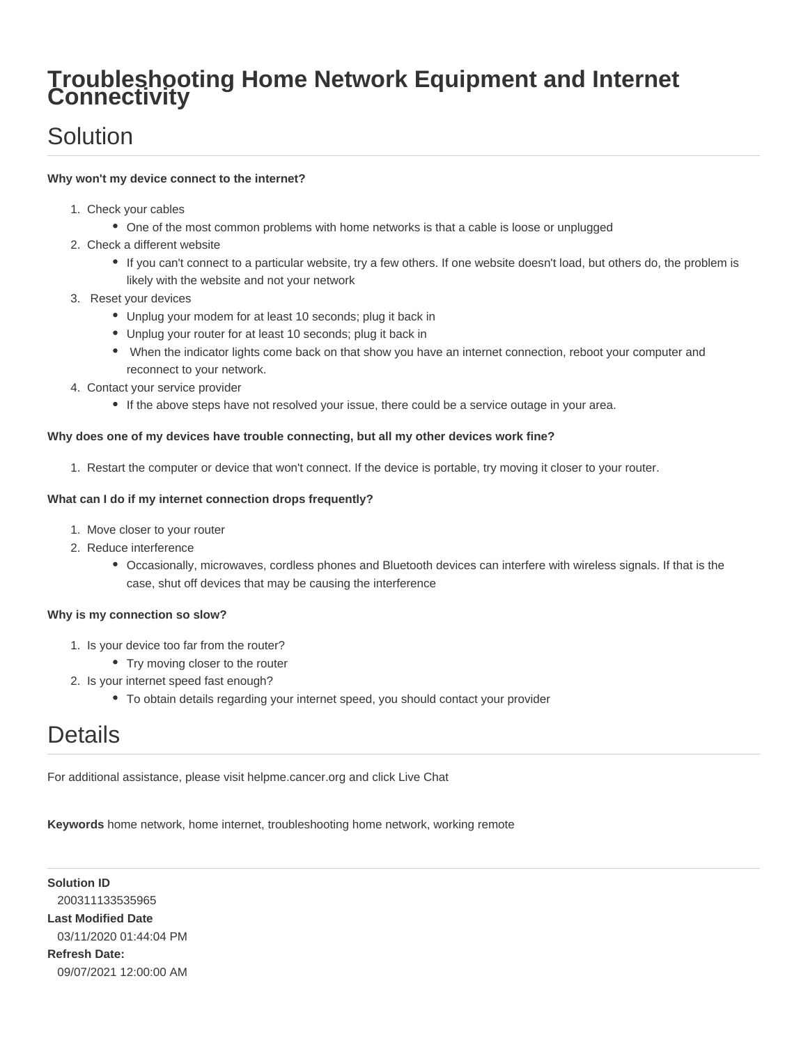# Troubleshooting Home Network Equipment and Internet Connectivity

## Solution

**Why won't my device connect to the internet?**

1. Check your cables
    - One of the most common problems with home networks is that a cable is loose or unplugged
2. Check a different website
    - If you can't connect to a particular website, try a few others. If one website doesn't load, but others do, the problem is likely with the website and not your network
3. Reset your devices
    - Unplug your modem for at least 10 seconds; plug it back in
    - Unplug your router for at least 10 seconds; plug it back in
    - When the indicator lights come back on that show you have an internet connection, reboot your computer and reconnect to your network.
4. Contact your service provider
    - If the above steps have not resolved your issue, there could be a service outage in your area.

**Why does one of my devices have trouble connecting, but all my other devices work fine?**

1. Restart the computer or device that won't connect. If the device is portable, try moving it closer to your router.

**What can I do if my internet connection drops frequently?**

1. Move closer to your router
2. Reduce interference
    - Occasionally, microwaves, cordless phones and Bluetooth devices can interfere with wireless signals. If that is the case, shut off devices that may be causing the interference

**Why is my connection so slow?**

1. Is your device too far from the router?
    - Try moving closer to the router
2. Is your internet speed fast enough?
    - To obtain details regarding your internet speed, you should contact your provider

## Details

For additional assistance, please visit helpme.cancer.org and click Live Chat

**Keywords** home network, home internet, troubleshooting home network, working remote

**Solution ID**
200311133535965
**Last Modified Date**
03/11/2020 01:44:04 PM
**Refresh Date:**
09/07/2021 12:00:00 AM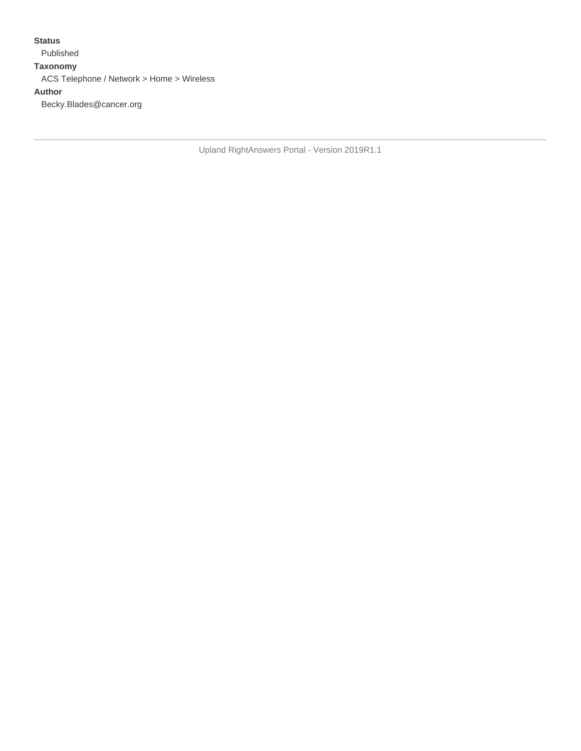**Status**

Published

**Taxonomy**

ACS Telephone / Network > Home > Wireless

**Author**

Becky.Blades@cancer.org

---

Upland RightAnswers Portal - Version 2019R1.1